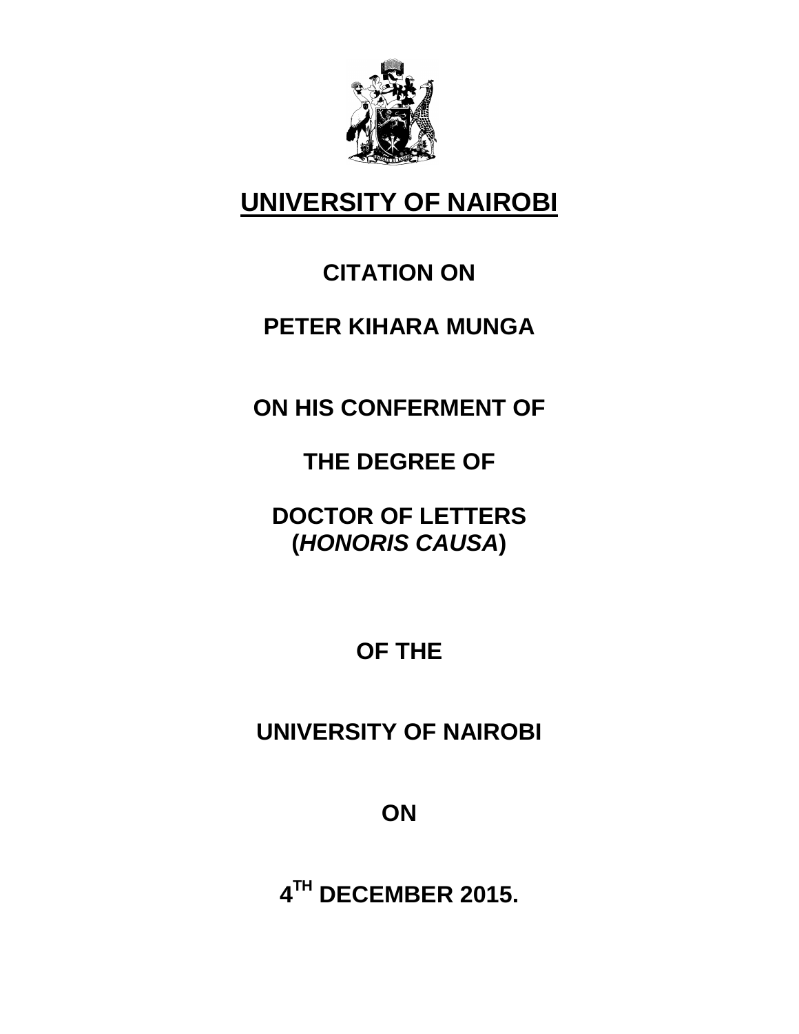# UNIVERSITY OF NAIROBI

## CITATION ON

## PETER KIHARA MUNGA

## ON HIS CONFERMENT OF

## THE DEGREE OF

## DOCTOR OF LETTERS (*HONORIS CAUSA*)

## OF THE

## UNIVERSITY OF NAIROBI

## ON

## 4TH DECEMBER 2015.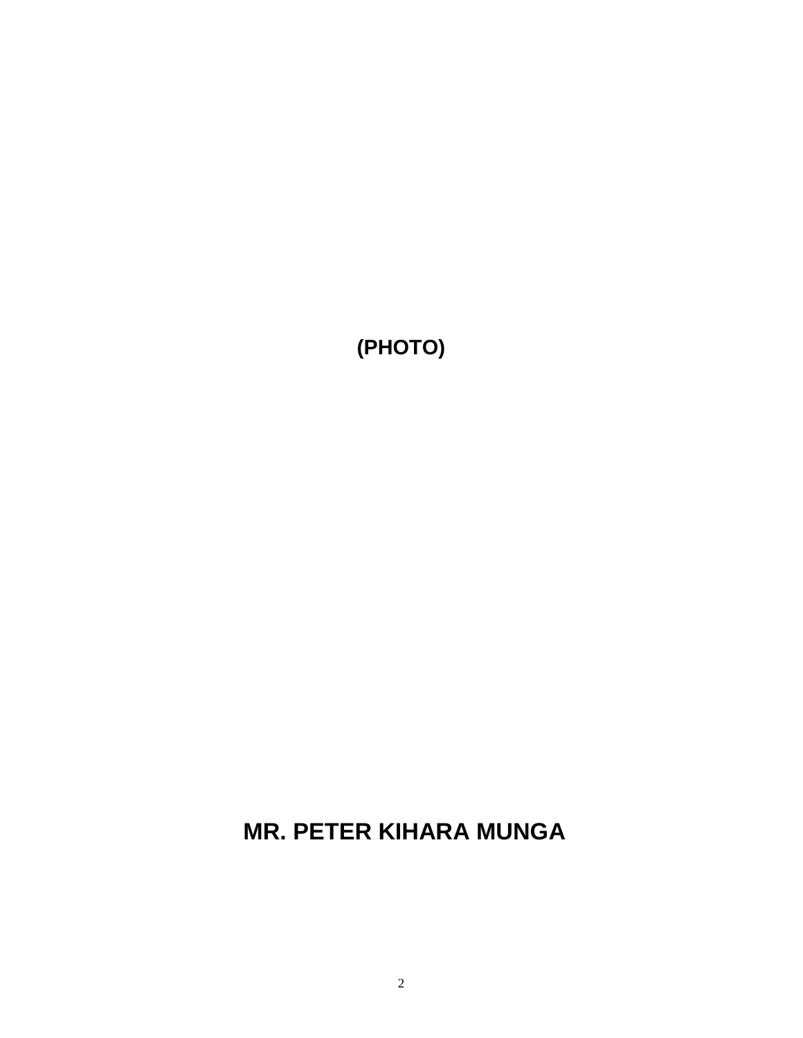**(PHOTO)**

**MR. PETER KIHARA MUNGA**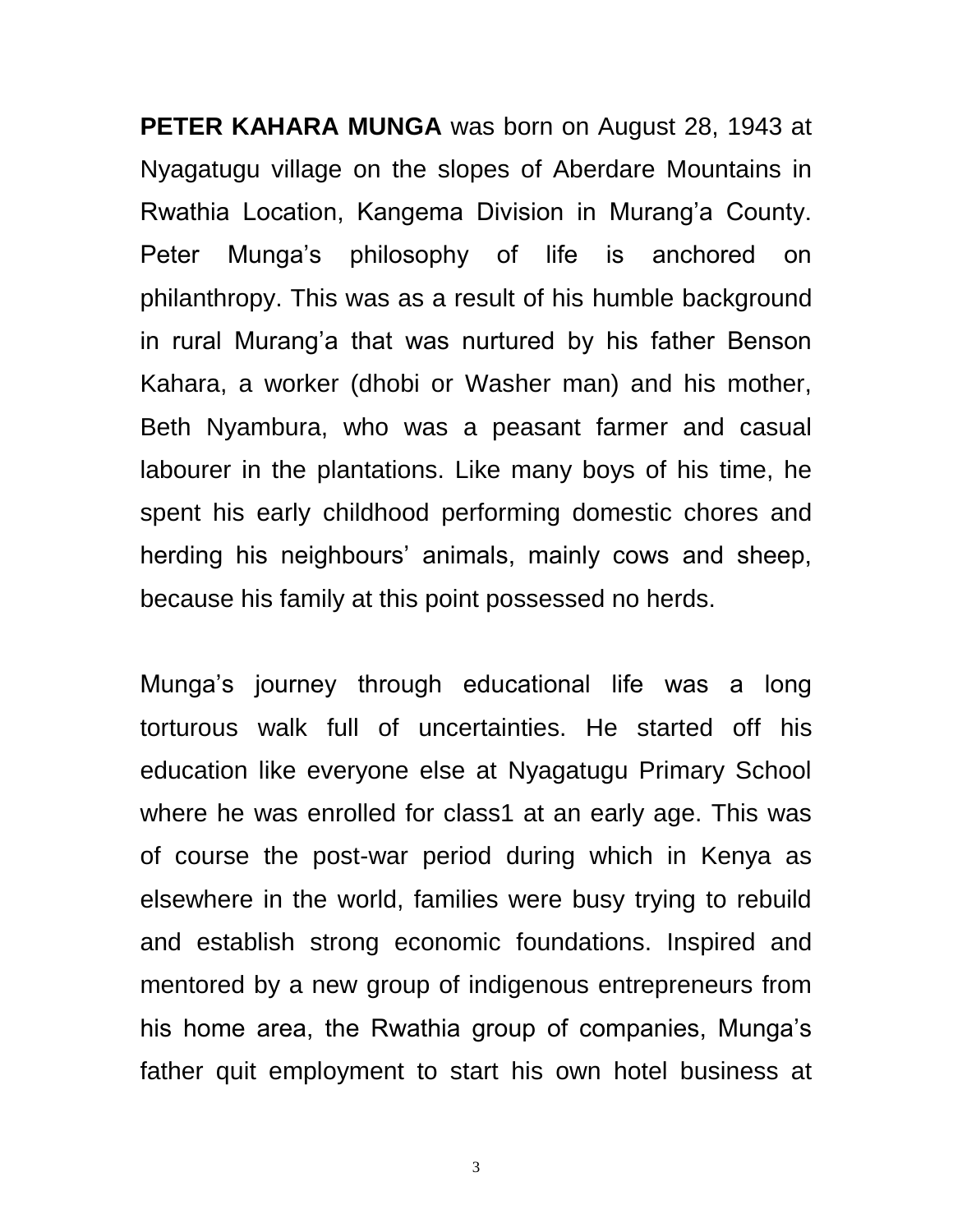**PETER KAHARA MUNGA** was born on August 28, 1943 at Nyagatugu village on the slopes of Aberdare Mountains in Rwathia Location, Kangema Division in Murang'a County. Peter Munga's philosophy of life is anchored on philanthropy. This was as a result of his humble background in rural Murang'a that was nurtured by his father Benson Kahara, a worker (dhobi or Washer man) and his mother, Beth Nyambura, who was a peasant farmer and casual labourer in the plantations. Like many boys of his time, he spent his early childhood performing domestic chores and herding his neighbours' animals, mainly cows and sheep, because his family at this point possessed no herds.

Munga's journey through educational life was a long torturous walk full of uncertainties. He started off his education like everyone else at Nyagatugu Primary School where he was enrolled for class1 at an early age. This was of course the post-war period during which in Kenya as elsewhere in the world, families were busy trying to rebuild and establish strong economic foundations. Inspired and mentored by a new group of indigenous entrepreneurs from his home area, the Rwathia group of companies, Munga's father quit employment to start his own hotel business at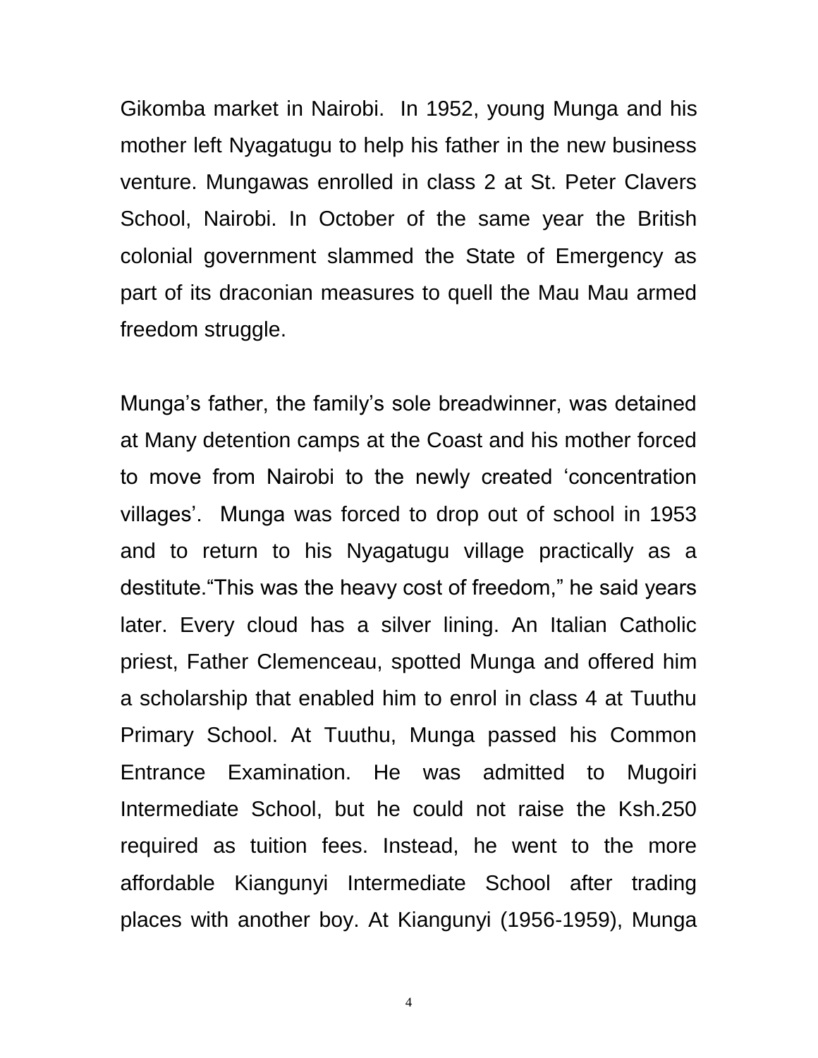Gikomba market in Nairobi.  In 1952, young Munga and his mother left Nyagatugu to help his father in the new business venture. Mungawas enrolled in class 2 at St. Peter Clavers School, Nairobi. In October of the same year the British colonial government slammed the State of Emergency as part of its draconian measures to quell the Mau Mau armed freedom struggle.

Munga's father, the family's sole breadwinner, was detained at Many detention camps at the Coast and his mother forced to move from Nairobi to the newly created 'concentration villages'.  Munga was forced to drop out of school in 1953 and to return to his Nyagatugu village practically as a destitute."This was the heavy cost of freedom," he said years later. Every cloud has a silver lining. An Italian Catholic priest, Father Clemenceau, spotted Munga and offered him a scholarship that enabled him to enrol in class 4 at Tuuthu Primary School. At Tuuthu, Munga passed his Common Entrance Examination. He was admitted to Mugoiri Intermediate School, but he could not raise the Ksh.250 required as tuition fees. Instead, he went to the more affordable Kiangunyi Intermediate School after trading places with another boy. At Kiangunyi (1956-1959), Munga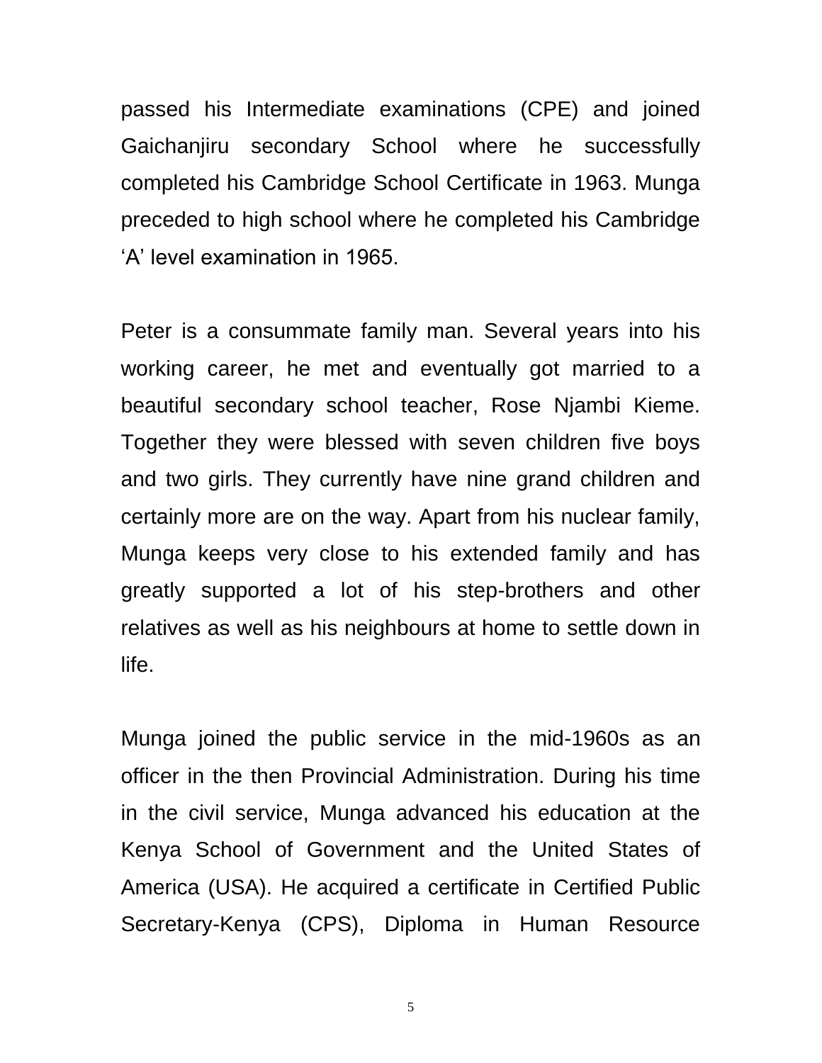passed his Intermediate examinations (CPE) and joined Gaichanjiru secondary School where he successfully completed his Cambridge School Certificate in 1963. Munga preceded to high school where he completed his Cambridge 'A' level examination in 1965.

Peter is a consummate family man. Several years into his working career, he met and eventually got married to a beautiful secondary school teacher, Rose Njambi Kieme. Together they were blessed with seven children five boys and two girls. They currently have nine grand children and certainly more are on the way. Apart from his nuclear family, Munga keeps very close to his extended family and has greatly supported a lot of his step-brothers and other relatives as well as his neighbours at home to settle down in life.

Munga joined the public service in the mid-1960s as an officer in the then Provincial Administration. During his time in the civil service, Munga advanced his education at the Kenya School of Government and the United States of America (USA). He acquired a certificate in Certified Public Secretary-Kenya (CPS), Diploma in Human Resource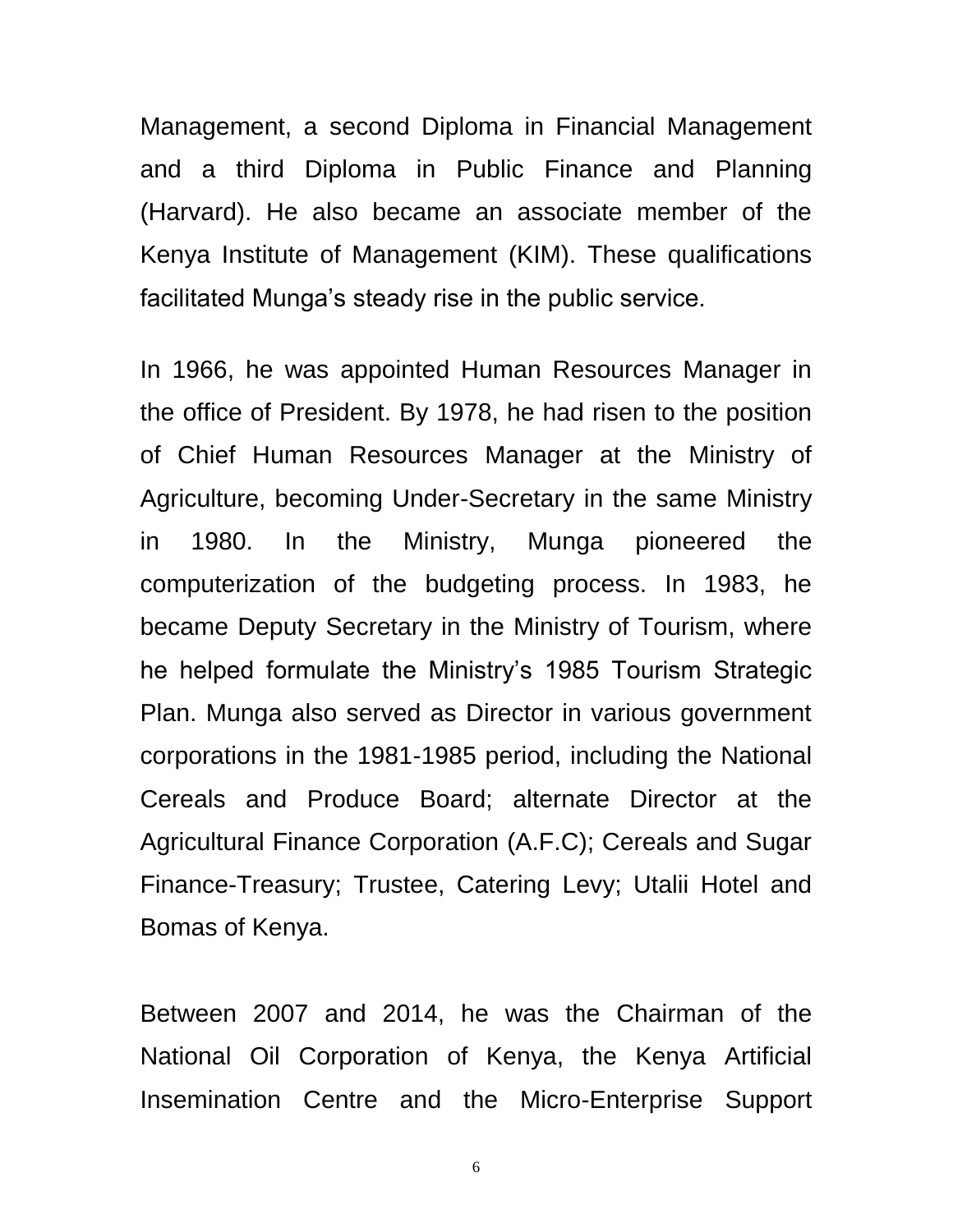Management, a second Diploma in Financial Management and a third Diploma in Public Finance and Planning (Harvard). He also became an associate member of the Kenya Institute of Management (KIM). These qualifications facilitated Munga's steady rise in the public service.

In 1966, he was appointed Human Resources Manager in the office of President. By 1978, he had risen to the position of Chief Human Resources Manager at the Ministry of Agriculture, becoming Under-Secretary in the same Ministry in 1980. In the Ministry, Munga pioneered the computerization of the budgeting process. In 1983, he became Deputy Secretary in the Ministry of Tourism, where he helped formulate the Ministry's 1985 Tourism Strategic Plan. Munga also served as Director in various government corporations in the 1981-1985 period, including the National Cereals and Produce Board; alternate Director at the Agricultural Finance Corporation (A.F.C); Cereals and Sugar Finance-Treasury; Trustee, Catering Levy; Utalii Hotel and Bomas of Kenya.

Between 2007 and 2014, he was the Chairman of the National Oil Corporation of Kenya, the Kenya Artificial Insemination Centre and the Micro-Enterprise Support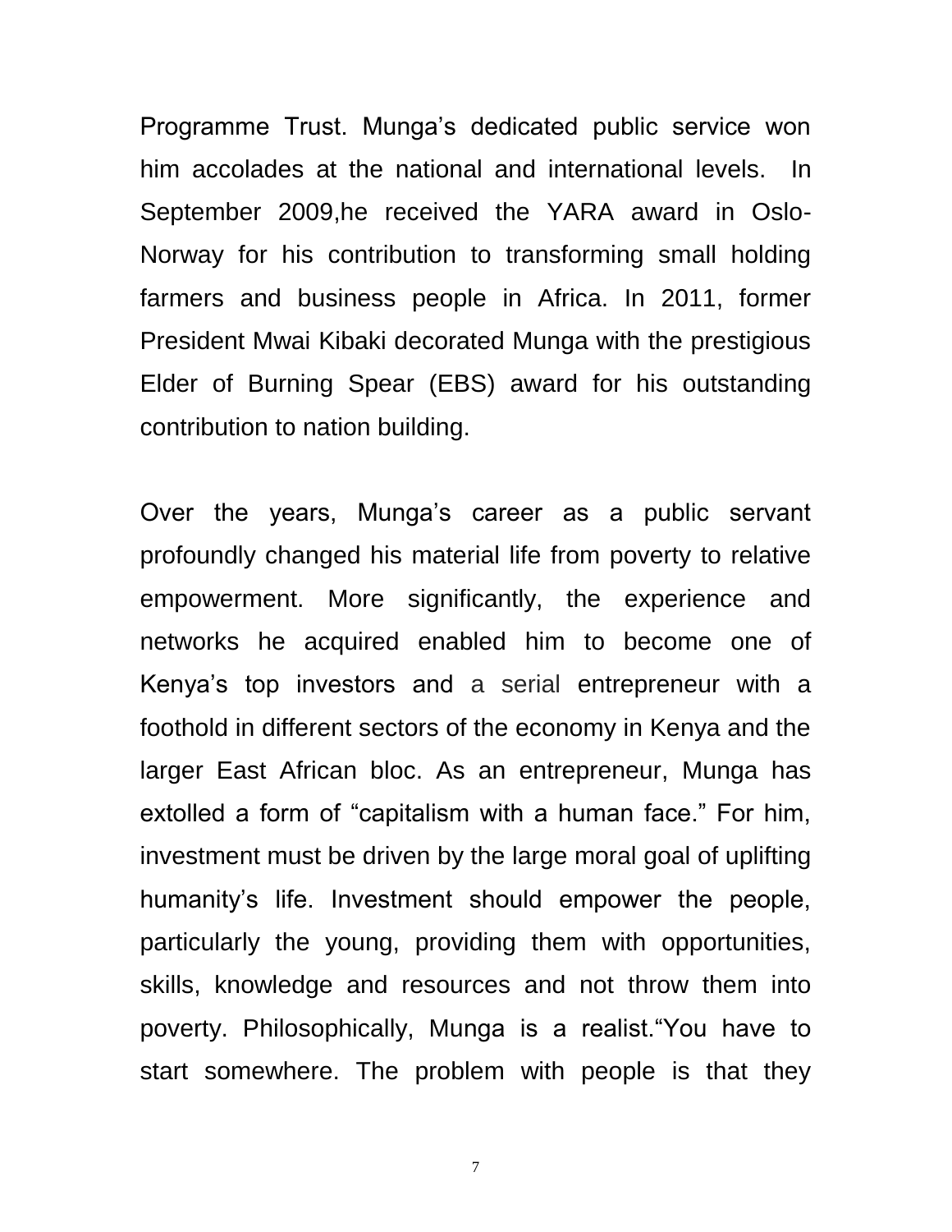Programme Trust. Munga's dedicated public service won him accolades at the national and international levels. In September 2009,he received the YARA award in Oslo-Norway for his contribution to transforming small holding farmers and business people in Africa. In 2011, former President Mwai Kibaki decorated Munga with the prestigious Elder of Burning Spear (EBS) award for his outstanding contribution to nation building.

Over the years, Munga's career as a public servant profoundly changed his material life from poverty to relative empowerment. More significantly, the experience and networks he acquired enabled him to become one of Kenya's top investors and a serial entrepreneur with a foothold in different sectors of the economy in Kenya and the larger East African bloc. As an entrepreneur, Munga has extolled a form of "capitalism with a human face." For him, investment must be driven by the large moral goal of uplifting humanity's life. Investment should empower the people, particularly the young, providing them with opportunities, skills, knowledge and resources and not throw them into poverty. Philosophically, Munga is a realist."You have to start somewhere. The problem with people is that they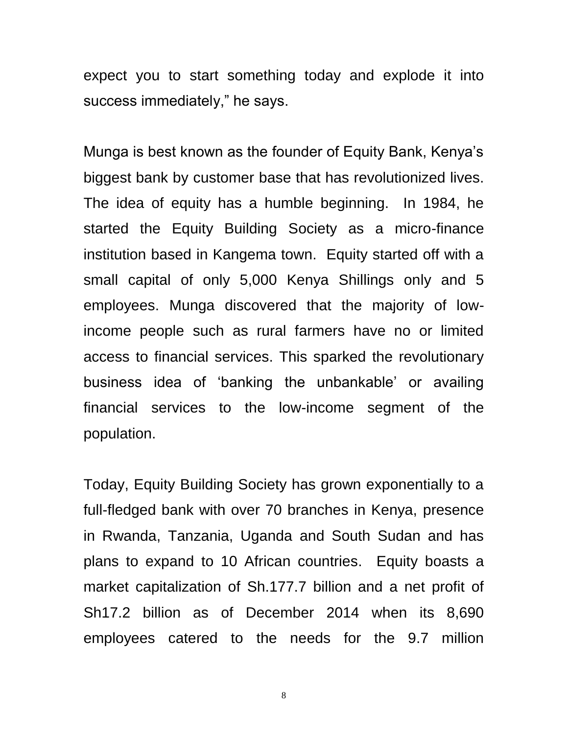expect you to start something today and explode it into success immediately," he says.

Munga is best known as the founder of Equity Bank, Kenya's biggest bank by customer base that has revolutionized lives. The idea of equity has a humble beginning. In 1984, he started the Equity Building Society as a micro-finance institution based in Kangema town. Equity started off with a small capital of only 5,000 Kenya Shillings only and 5 employees. Munga discovered that the majority of low-income people such as rural farmers have no or limited access to financial services. This sparked the revolutionary business idea of 'banking the unbankable' or availing financial services to the low-income segment of the population.

Today, Equity Building Society has grown exponentially to a full-fledged bank with over 70 branches in Kenya, presence in Rwanda, Tanzania, Uganda and South Sudan and has plans to expand to 10 African countries. Equity boasts a market capitalization of Sh.177.7 billion and a net profit of Sh17.2 billion as of December 2014 when its 8,690 employees catered to the needs for the 9.7 million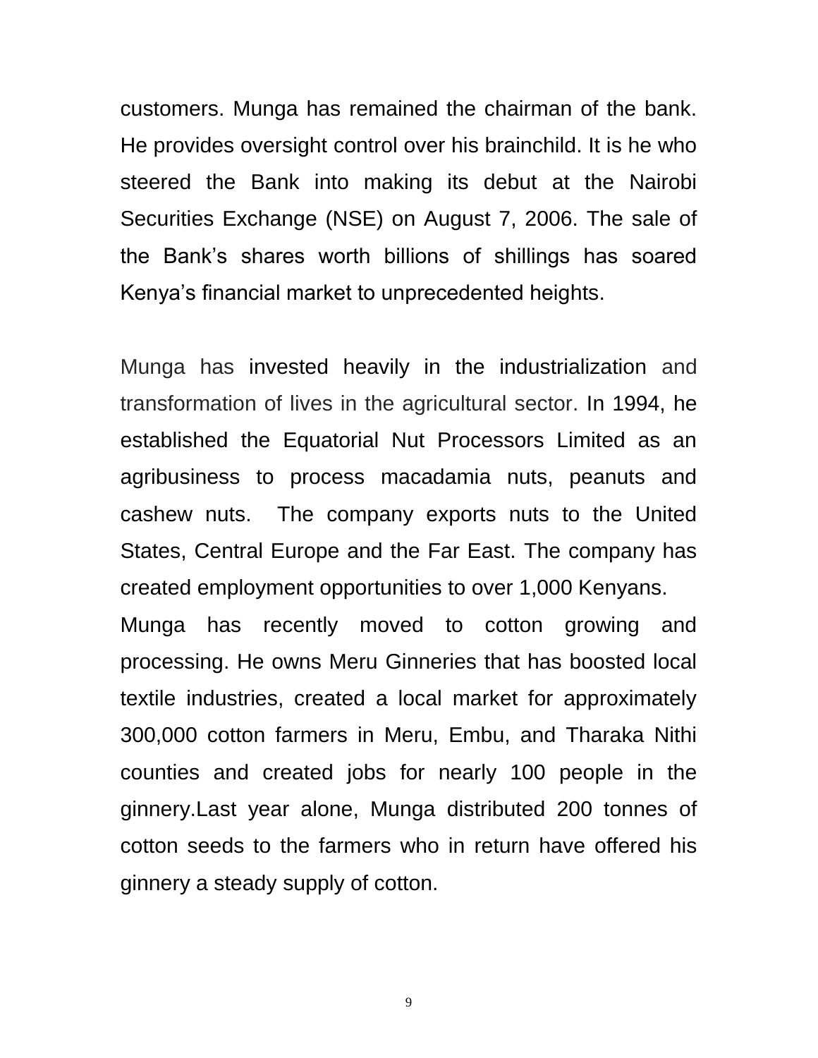customers. Munga has remained the chairman of the bank. He provides oversight control over his brainchild. It is he who steered the Bank into making its debut at the Nairobi Securities Exchange (NSE) on August 7, 2006. The sale of the Bank's shares worth billions of shillings has soared Kenya's financial market to unprecedented heights.

Munga has invested heavily in the industrialization and transformation of lives in the agricultural sector. In 1994, he established the Equatorial Nut Processors Limited as an agribusiness to process macadamia nuts, peanuts and cashew nuts. The company exports nuts to the United States, Central Europe and the Far East. The company has created employment opportunities to over 1,000 Kenyans.

Munga has recently moved to cotton growing and processing. He owns Meru Ginneries that has boosted local textile industries, created a local market for approximately 300,000 cotton farmers in Meru, Embu, and Tharaka Nithi counties and created jobs for nearly 100 people in the ginnery.Last year alone, Munga distributed 200 tonnes of cotton seeds to the farmers who in return have offered his ginnery a steady supply of cotton.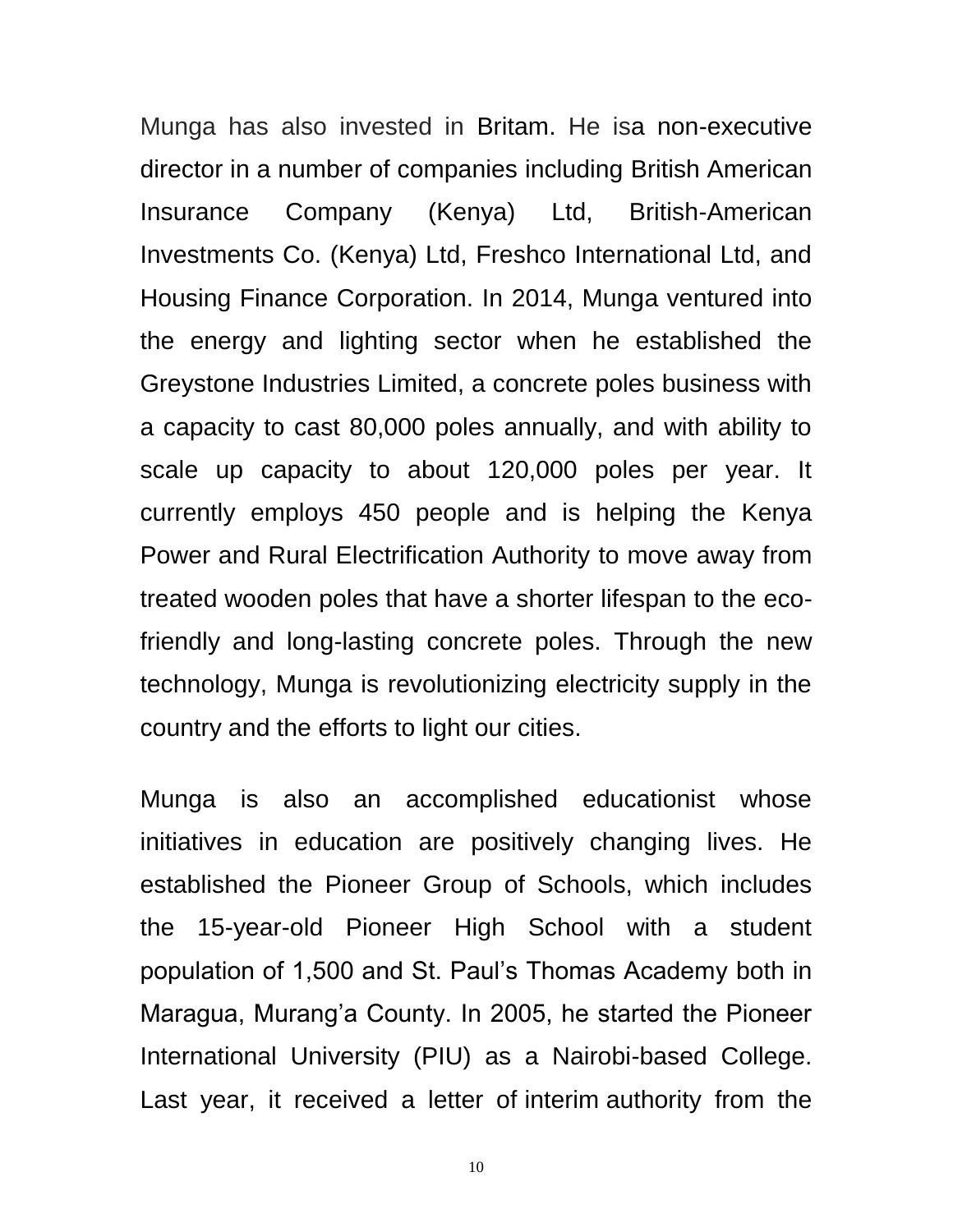Munga has also invested in Britam. He isa non-executive director in a number of companies including British American Insurance Company (Kenya) Ltd, British-American Investments Co. (Kenya) Ltd, Freshco International Ltd, and Housing Finance Corporation. In 2014, Munga ventured into the energy and lighting sector when he established the Greystone Industries Limited, a concrete poles business with a capacity to cast 80,000 poles annually, and with ability to scale up capacity to about 120,000 poles per year. It currently employs 450 people and is helping the Kenya Power and Rural Electrification Authority to move away from treated wooden poles that have a shorter lifespan to the eco-friendly and long-lasting concrete poles. Through the new technology, Munga is revolutionizing electricity supply in the country and the efforts to light our cities.

Munga is also an accomplished educationist whose initiatives in education are positively changing lives. He established the Pioneer Group of Schools, which includes the 15-year-old Pioneer High School with a student population of 1,500 and St. Paul's Thomas Academy both in Maragua, Murang'a County. In 2005, he started the Pioneer International University (PIU) as a Nairobi-based College. Last year, it received a letter of interim authority from the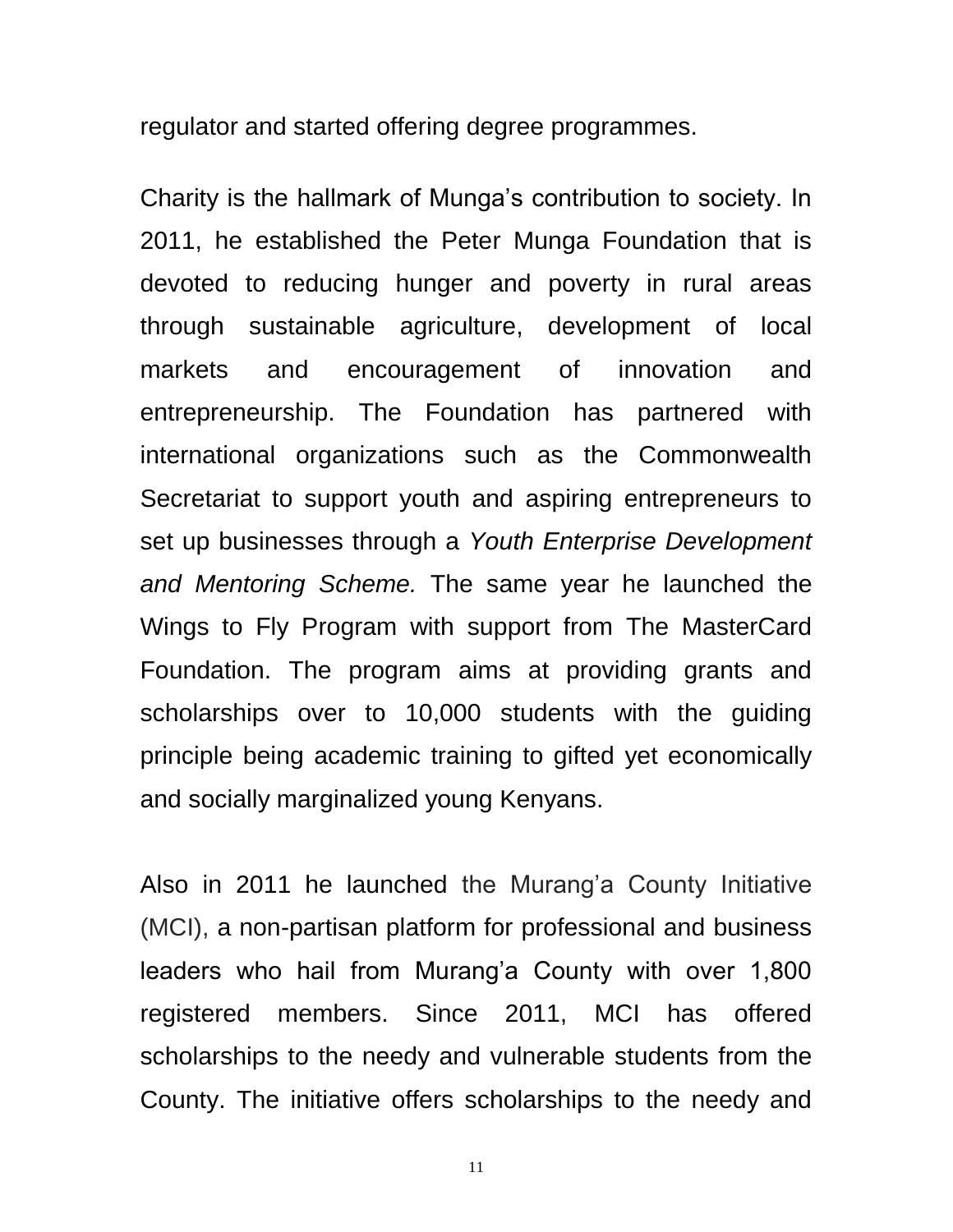regulator and started offering degree programmes.

Charity is the hallmark of Munga's contribution to society. In 2011, he established the Peter Munga Foundation that is devoted to reducing hunger and poverty in rural areas through sustainable agriculture, development of local markets and encouragement of innovation and entrepreneurship. The Foundation has partnered with international organizations such as the Commonwealth Secretariat to support youth and aspiring entrepreneurs to set up businesses through a *Youth Enterprise Development and Mentoring Scheme.* The same year he launched the Wings to Fly Program with support from The MasterCard Foundation. The program aims at providing grants and scholarships over to 10,000 students with the guiding principle being academic training to gifted yet economically and socially marginalized young Kenyans.

Also in 2011 he launched the Murang'a County Initiative (MCI), a non-partisan platform for professional and business leaders who hail from Murang'a County with over 1,800 registered members. Since 2011, MCI has offered scholarships to the needy and vulnerable students from the County. The initiative offers scholarships to the needy and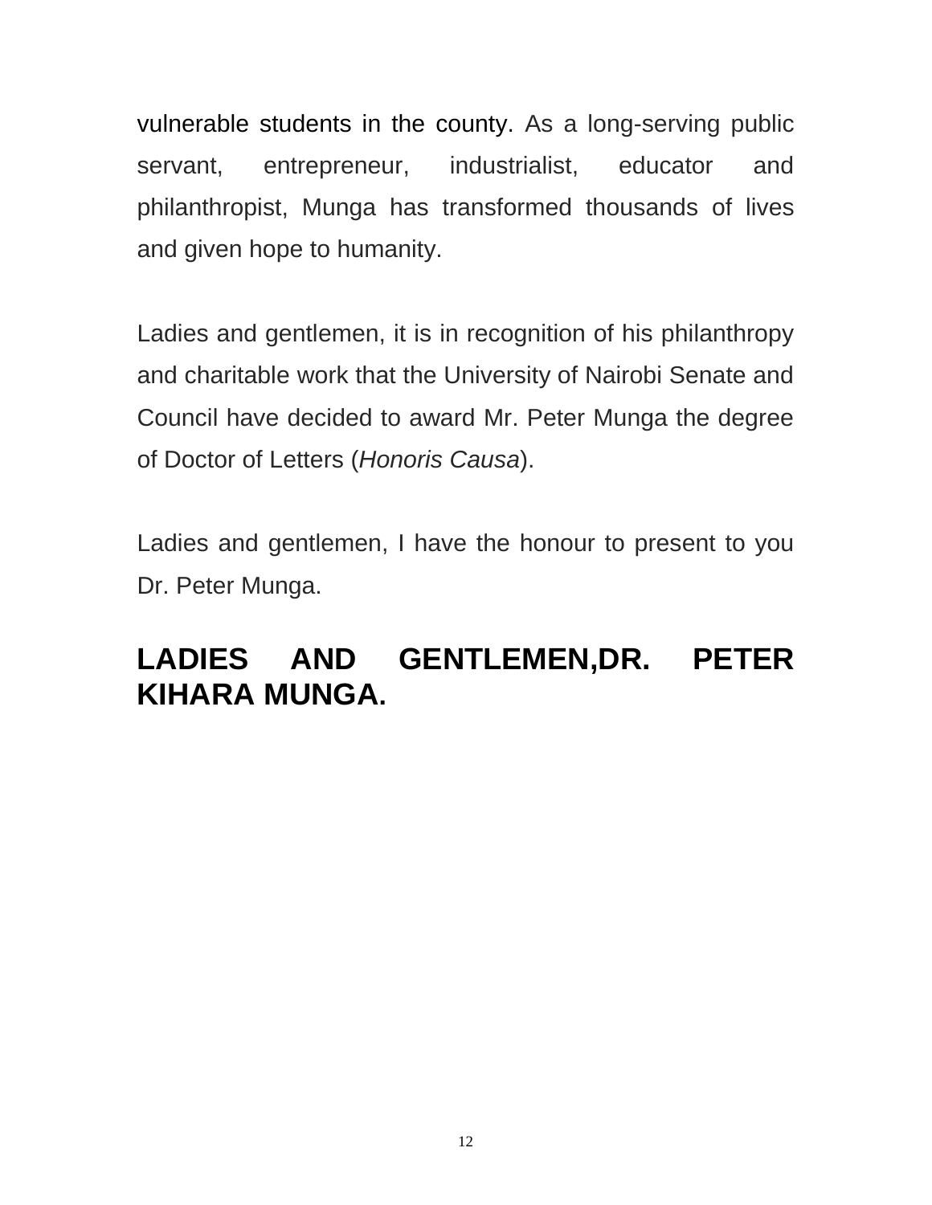vulnerable students in the county. As a long-serving public servant, entrepreneur, industrialist, educator and philanthropist, Munga has transformed thousands of lives and given hope to humanity.

Ladies and gentlemen, it is in recognition of his philanthropy and charitable work that the University of Nairobi Senate and Council have decided to award Mr. Peter Munga the degree of Doctor of Letters (*Honoris Causa*).

Ladies and gentlemen, I have the honour to present to you Dr. Peter Munga.

**LADIES AND GENTLEMEN,DR. PETER KIHARA MUNGA.**